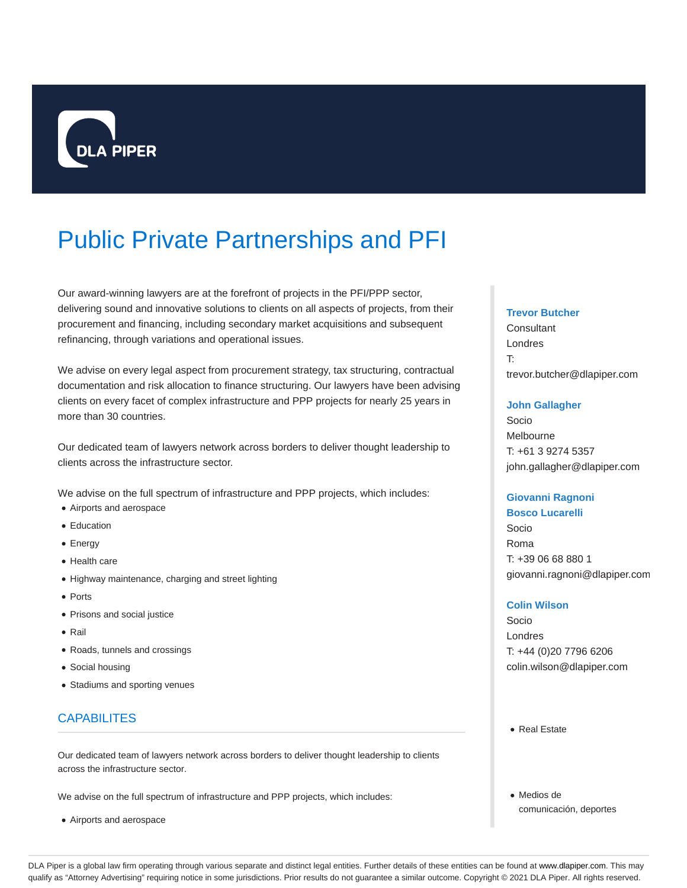DLA PIPER

# Public Private Partnerships and PFI

Our award-winning lawyers are at the forefront of projects in the PFI/PPP sector, delivering sound and innovative solutions to clients on all aspects of projects, from their procurement and financing, including secondary market acquisitions and subsequent refinancing, through variations and operational issues.

We advise on every legal aspect from procurement strategy, tax structuring, contractual documentation and risk allocation to finance structuring. Our lawyers have been advising clients on every facet of complex infrastructure and PPP projects for nearly 25 years in more than 30 countries.

Our dedicated team of lawyers network across borders to deliver thought leadership to clients across the infrastructure sector.

We advise on the full spectrum of infrastructure and PPP projects, which includes:

- Airports and aerospace
- Education
- Energy
- Health care
- Highway maintenance, charging and street lighting
- Ports
- Prisons and social justice
- Rail
- Roads, tunnels and crossings
- Social housing
- Stadiums and sporting venues

## CAPABILITES

Our dedicated team of lawyers network across borders to deliver thought leadership to clients across the infrastructure sector.

We advise on the full spectrum of infrastructure and PPP projects, which includes:

- Airports and aerospace

**Trevor Butcher**
Consultant
Londres
T:
trevor.butcher@dlapiper.com

**John Gallagher**
Socio
Melbourne
T: +61 3 9274 5357
john.gallagher@dlapiper.com

**Giovanni Ragnoni Bosco Lucarelli**
Socio
Roma
T: +39 06 68 880 1
giovanni.ragnoni@dlapiper.com

**Colin Wilson**
Socio
Londres
T: +44 (0)20 7796 6206
colin.wilson@dlapiper.com

- Real Estate

- Medios de comunicación, deportes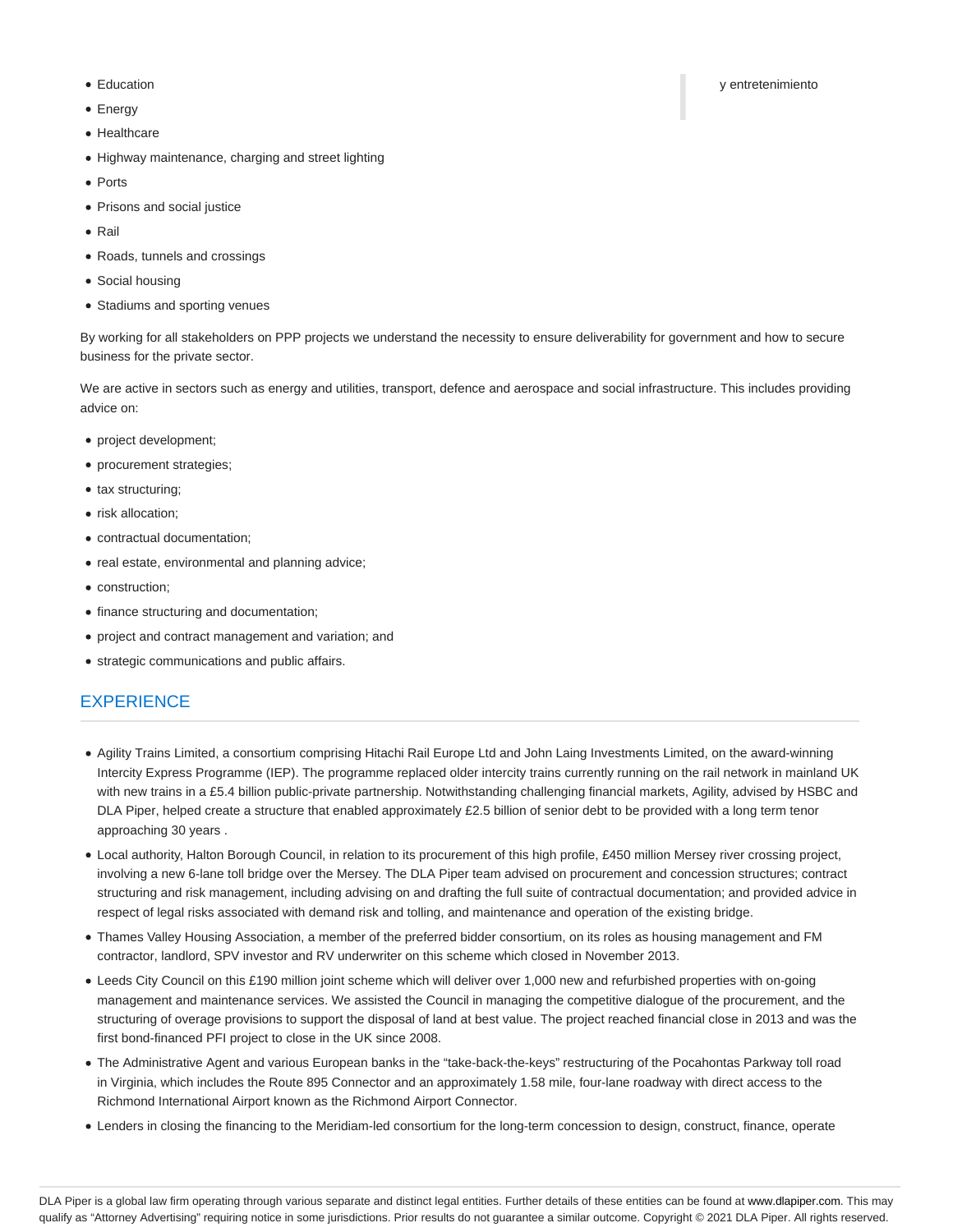y entretenimiento

- Education
- Energy
- Healthcare
- Highway maintenance, charging and street lighting
- Ports
- Prisons and social justice
- Rail
- Roads, tunnels and crossings
- Social housing
- Stadiums and sporting venues

By working for all stakeholders on PPP projects we understand the necessity to ensure deliverability for government and how to secure business for the private sector.

We are active in sectors such as energy and utilities, transport, defence and aerospace and social infrastructure. This includes providing advice on:

- project development;
- procurement strategies;
- tax structuring;
- risk allocation;
- contractual documentation;
- real estate, environmental and planning advice;
- construction;
- finance structuring and documentation;
- project and contract management and variation; and
- strategic communications and public affairs.

## EXPERIENCE

- Agility Trains Limited, a consortium comprising Hitachi Rail Europe Ltd and John Laing Investments Limited, on the award-winning Intercity Express Programme (IEP). The programme replaced older intercity trains currently running on the rail network in mainland UK with new trains in a £5.4 billion public-private partnership. Notwithstanding challenging financial markets, Agility, advised by HSBC and DLA Piper, helped create a structure that enabled approximately £2.5 billion of senior debt to be provided with a long term tenor approaching 30 years .
- Local authority, Halton Borough Council, in relation to its procurement of this high profile, £450 million Mersey river crossing project, involving a new 6-lane toll bridge over the Mersey. The DLA Piper team advised on procurement and concession structures; contract structuring and risk management, including advising on and drafting the full suite of contractual documentation; and provided advice in respect of legal risks associated with demand risk and tolling, and maintenance and operation of the existing bridge.
- Thames Valley Housing Association, a member of the preferred bidder consortium, on its roles as housing management and FM contractor, landlord, SPV investor and RV underwriter on this scheme which closed in November 2013.
- Leeds City Council on this £190 million joint scheme which will deliver over 1,000 new and refurbished properties with on-going management and maintenance services. We assisted the Council in managing the competitive dialogue of the procurement, and the structuring of overage provisions to support the disposal of land at best value. The project reached financial close in 2013 and was the first bond-financed PFI project to close in the UK since 2008.
- The Administrative Agent and various European banks in the "take-back-the-keys" restructuring of the Pocahontas Parkway toll road in Virginia, which includes the Route 895 Connector and an approximately 1.58 mile, four-lane roadway with direct access to the Richmond International Airport known as the Richmond Airport Connector.
- Lenders in closing the financing to the Meridiam-led consortium for the long-term concession to design, construct, finance, operate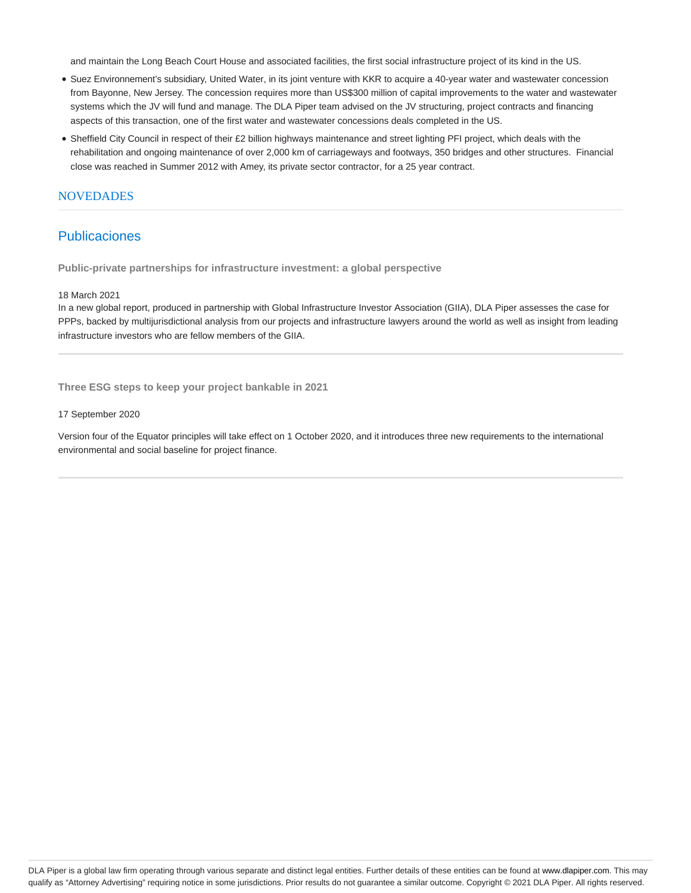and maintain the Long Beach Court House and associated facilities, the first social infrastructure project of its kind in the US.

- Suez Environnement's subsidiary, United Water, in its joint venture with KKR to acquire a 40-year water and wastewater concession from Bayonne, New Jersey. The concession requires more than US$300 million of capital improvements to the water and wastewater systems which the JV will fund and manage. The DLA Piper team advised on the JV structuring, project contracts and financing aspects of this transaction, one of the first water and wastewater concessions deals completed in the US.
- Sheffield City Council in respect of their £2 billion highways maintenance and street lighting PFI project, which deals with the rehabilitation and ongoing maintenance of over 2,000 km of carriageways and footways, 350 bridges and other structures. Financial close was reached in Summer 2012 with Amey, its private sector contractor, for a 25 year contract.

## NOVEDADES

## Publicaciones

**Public-private partnerships for infrastructure investment: a global perspective**

18 March 2021

In a new global report, produced in partnership with Global Infrastructure Investor Association (GIIA), DLA Piper assesses the case for PPPs, backed by multijurisdictional analysis from our projects and infrastructure lawyers around the world as well as insight from leading infrastructure investors who are fellow members of the GIIA.

**Three ESG steps to keep your project bankable in 2021**

17 September 2020

Version four of the Equator principles will take effect on 1 October 2020, and it introduces three new requirements to the international environmental and social baseline for project finance.

DLA Piper is a global law firm operating through various separate and distinct legal entities. Further details of these entities can be found at www.dlapiper.com. This may qualify as "Attorney Advertising" requiring notice in some jurisdictions. Prior results do not guarantee a similar outcome. Copyright © 2021 DLA Piper. All rights reserved.